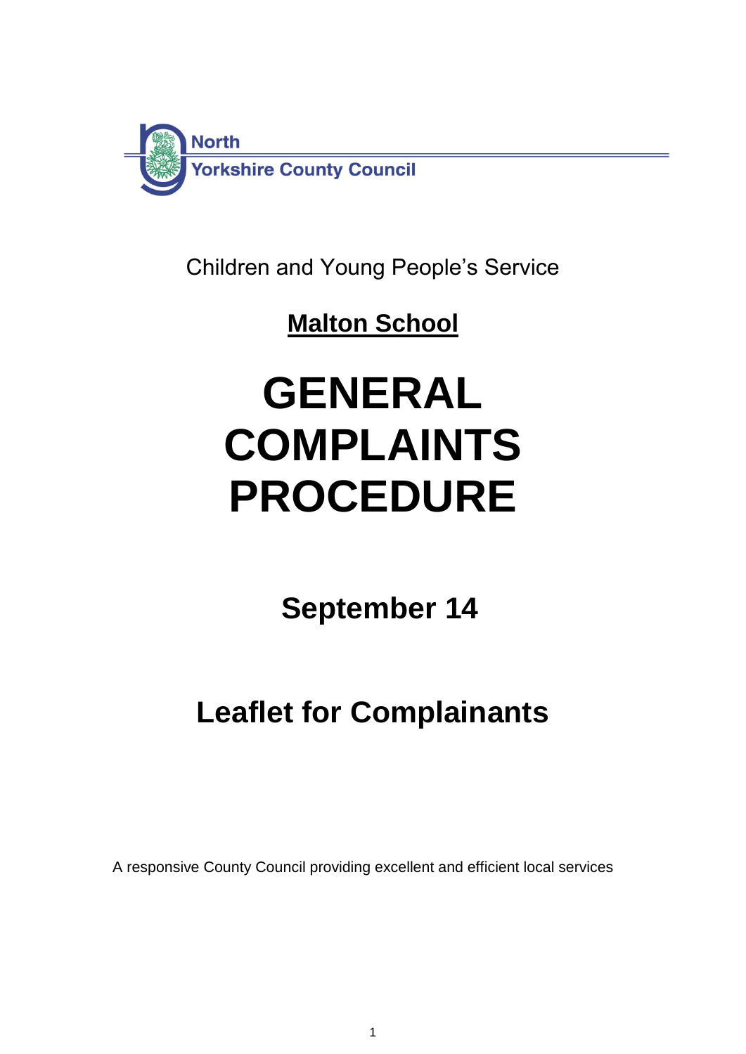North Yorkshire County Council

Children and Young People's Service

**Malton School**

# GENERAL COMPLAINTS PROCEDURE

## September 14

## Leaflet for Complainants

A responsive County Council providing excellent and efficient local services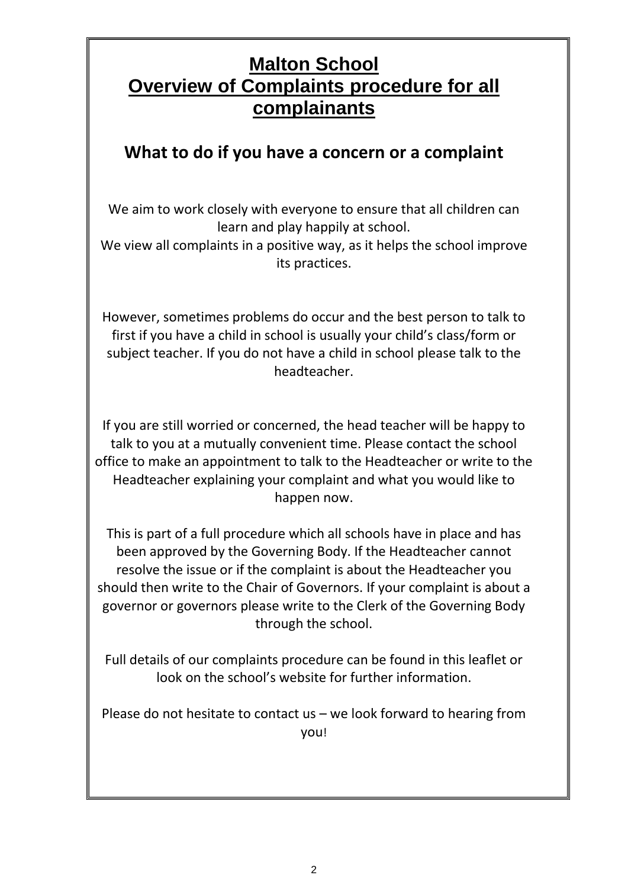# Malton School
# Overview of Complaints procedure for all complainants

## What to do if you have a concern or a complaint

We aim to work closely with everyone to ensure that all children can learn and play happily at school.
We view all complaints in a positive way, as it helps the school improve its practices.

However, sometimes problems do occur and the best person to talk to first if you have a child in school is usually your child's class/form or subject teacher. If you do not have a child in school please talk to the headteacher.

If you are still worried or concerned, the head teacher will be happy to talk to you at a mutually convenient time. Please contact the school office to make an appointment to talk to the Headteacher or write to the Headteacher explaining your complaint and what you would like to happen now.

This is part of a full procedure which all schools have in place and has been approved by the Governing Body. If the Headteacher cannot resolve the issue or if the complaint is about the Headteacher you should then write to the Chair of Governors. If your complaint is about a governor or governors please write to the Clerk of the Governing Body through the school.

Full details of our complaints procedure can be found in this leaflet or look on the school's website for further information.

Please do not hesitate to contact us – we look forward to hearing from you!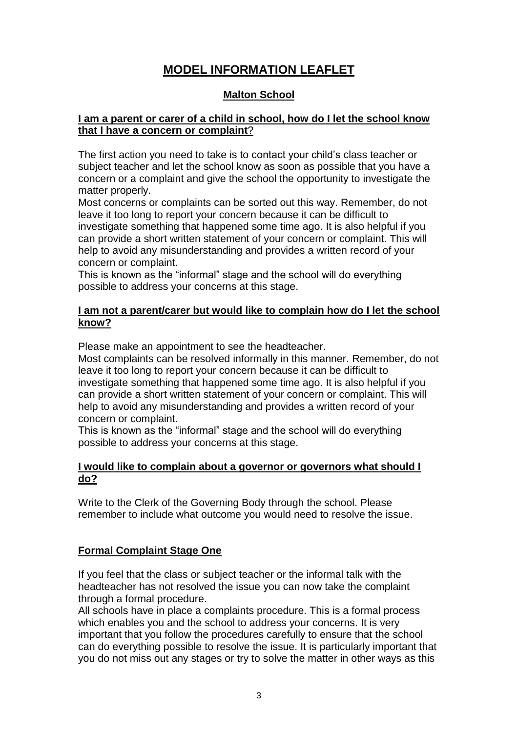# MODEL INFORMATION LEAFLET

## Malton School

### I am a parent or carer of a child in school, how do I let the school know that I have a concern or complaint?

The first action you need to take is to contact your child's class teacher or subject teacher and let the school know as soon as possible that you have a concern or a complaint and give the school the opportunity to investigate the matter properly.

Most concerns or complaints can be sorted out this way. Remember, do not leave it too long to report your concern because it can be difficult to investigate something that happened some time ago. It is also helpful if you can provide a short written statement of your concern or complaint. This will help to avoid any misunderstanding and provides a written record of your concern or complaint.

This is known as the "informal" stage and the school will do everything possible to address your concerns at this stage.

### I am not a parent/carer but would like to complain how do I let the school know?

Please make an appointment to see the headteacher.

Most complaints can be resolved informally in this manner. Remember, do not leave it too long to report your concern because it can be difficult to investigate something that happened some time ago. It is also helpful if you can provide a short written statement of your concern or complaint. This will help to avoid any misunderstanding and provides a written record of your concern or complaint.

This is known as the "informal" stage and the school will do everything possible to address your concerns at this stage.

### I would like to complain about a governor or governors what should I do?

Write to the Clerk of the Governing Body through the school. Please remember to include what outcome you would need to resolve the issue.

### Formal Complaint Stage One

If you feel that the class or subject teacher or the informal talk with the headteacher has not resolved the issue you can now take the complaint through a formal procedure.

All schools have in place a complaints procedure. This is a formal process which enables you and the school to address your concerns. It is very important that you follow the procedures carefully to ensure that the school can do everything possible to resolve the issue. It is particularly important that you do not miss out any stages or try to solve the matter in other ways as this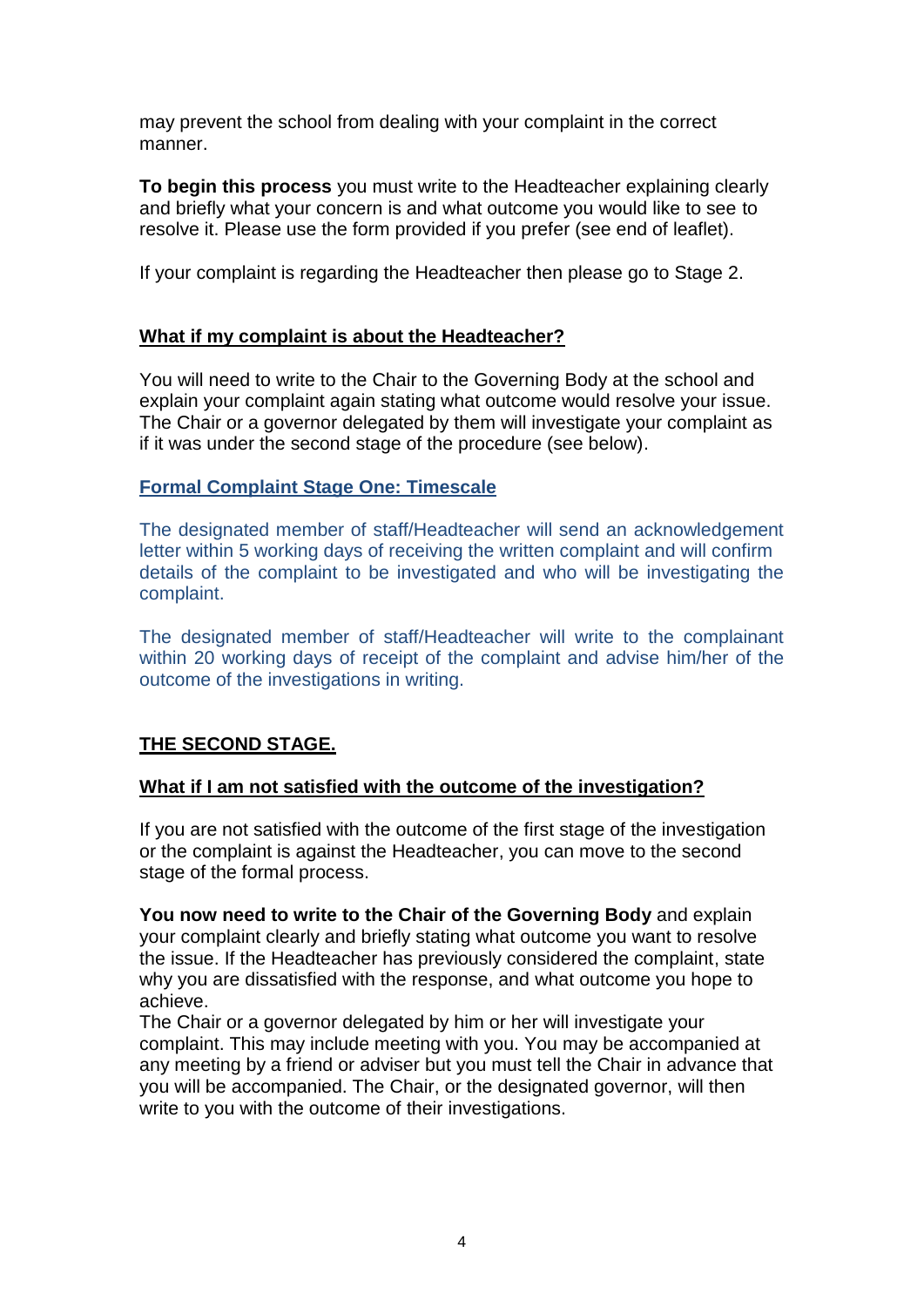may prevent the school from dealing with your complaint in the correct manner.

**To begin this process** you must write to the Headteacher explaining clearly and briefly what your concern is and what outcome you would like to see to resolve it. Please use the form provided if you prefer (see end of leaflet).

If your complaint is regarding the Headteacher then please go to Stage 2.

## What if my complaint is about the Headteacher?

You will need to write to the Chair to the Governing Body at the school and explain your complaint again stating what outcome would resolve your issue. The Chair or a governor delegated by them will investigate your complaint as if it was under the second stage of the procedure (see below).

## Formal Complaint Stage One: Timescale

The designated member of staff/Headteacher will send an acknowledgement letter within 5 working days of receiving the written complaint and will confirm details of the complaint to be investigated and who will be investigating the complaint.

The designated member of staff/Headteacher will write to the complainant within 20 working days of receipt of the complaint and advise him/her of the outcome of the investigations in writing.

## THE SECOND STAGE.

## What if I am not satisfied with the outcome of the investigation?

If you are not satisfied with the outcome of the first stage of the investigation or the complaint is against the Headteacher, you can move to the second stage of the formal process.

**You now need to write to the Chair of the Governing Body** and explain your complaint clearly and briefly stating what outcome you want to resolve the issue. If the Headteacher has previously considered the complaint, state why you are dissatisfied with the response, and what outcome you hope to achieve.
The Chair or a governor delegated by him or her will investigate your complaint. This may include meeting with you. You may be accompanied at any meeting by a friend or adviser but you must tell the Chair in advance that you will be accompanied. The Chair, or the designated governor, will then write to you with the outcome of their investigations.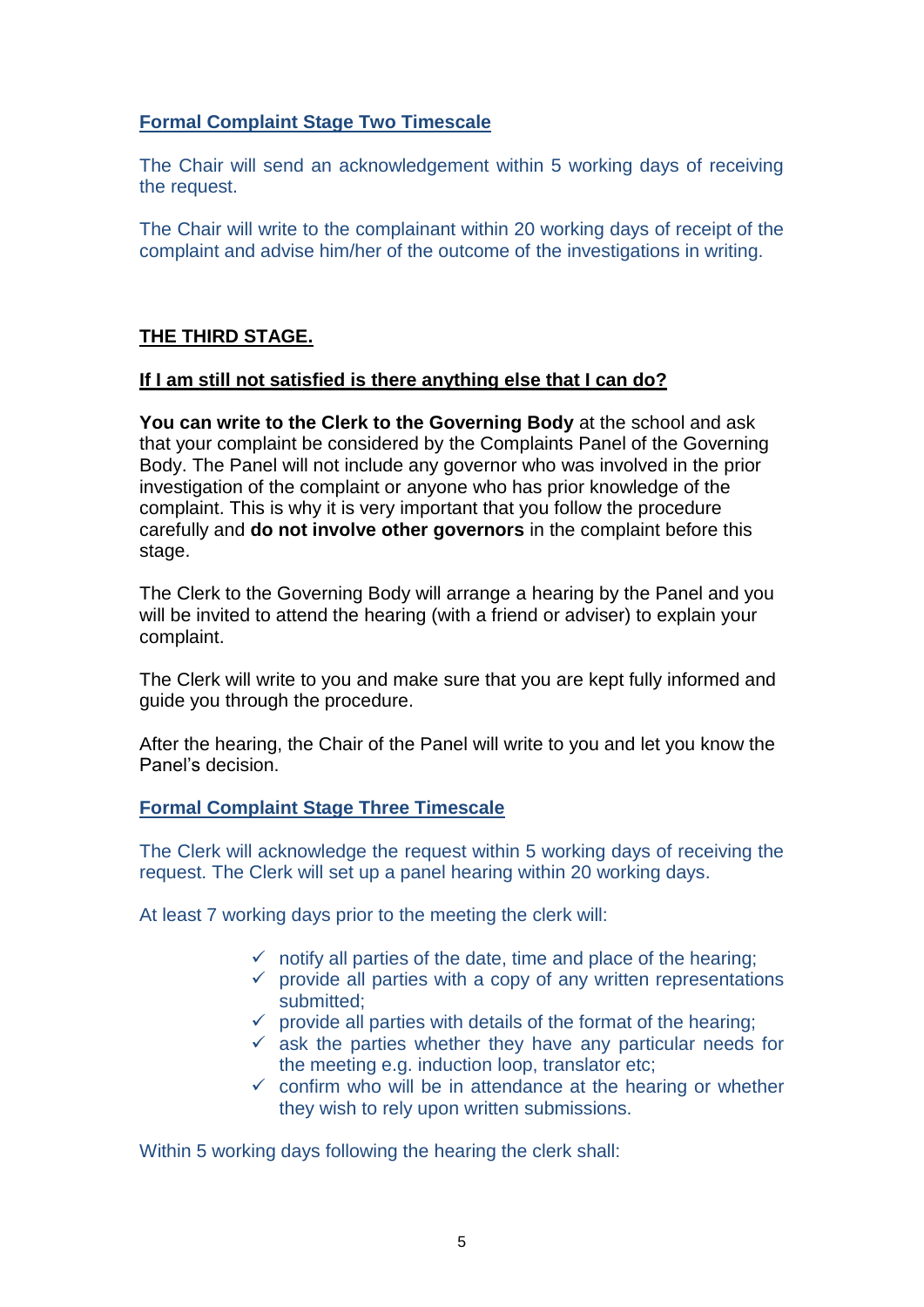### Formal Complaint Stage Two Timescale

The Chair will send an acknowledgement within 5 working days of receiving the request.

The Chair will write to the complainant within 20 working days of receipt of the complaint and advise him/her of the outcome of the investigations in writing.

## THE THIRD STAGE.

### If I am still not satisfied is there anything else that I can do?

**You can write to the Clerk to the Governing Body** at the school and ask that your complaint be considered by the Complaints Panel of the Governing Body. The Panel will not include any governor who was involved in the prior investigation of the complaint or anyone who has prior knowledge of the complaint. This is why it is very important that you follow the procedure carefully and **do not involve other governors** in the complaint before this stage.

The Clerk to the Governing Body will arrange a hearing by the Panel and you will be invited to attend the hearing (with a friend or adviser) to explain your complaint.

The Clerk will write to you and make sure that you are kept fully informed and guide you through the procedure.

After the hearing, the Chair of the Panel will write to you and let you know the Panel's decision.

### Formal Complaint Stage Three Timescale

The Clerk will acknowledge the request within 5 working days of receiving the request. The Clerk will set up a panel hearing within 20 working days.

At least 7 working days prior to the meeting the clerk will:

- ✓ notify all parties of the date, time and place of the hearing;
- ✓ provide all parties with a copy of any written representations submitted;
- ✓ provide all parties with details of the format of the hearing;
- ✓ ask the parties whether they have any particular needs for the meeting e.g. induction loop, translator etc;
- ✓ confirm who will be in attendance at the hearing or whether they wish to rely upon written submissions.

Within 5 working days following the hearing the clerk shall: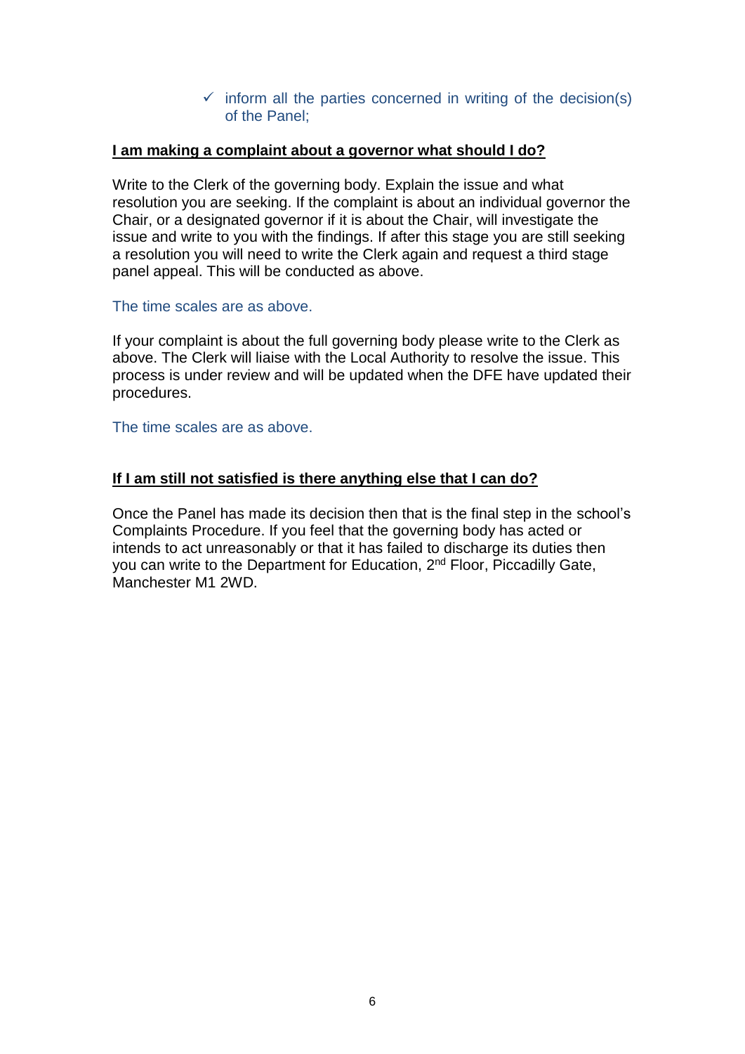- ✓ inform all the parties concerned in writing of the decision(s) of the Panel;

**<u>I am making a complaint about a governor what should I do?</u>**

Write to the Clerk of the governing body. Explain the issue and what resolution you are seeking. If the complaint is about an individual governor the Chair, or a designated governor if it is about the Chair, will investigate the issue and write to you with the findings. If after this stage you are still seeking a resolution you will need to write the Clerk again and request a third stage panel appeal. This will be conducted as above.

The time scales are as above.

If your complaint is about the full governing body please write to the Clerk as above. The Clerk will liaise with the Local Authority to resolve the issue. This process is under review and will be updated when the DFE have updated their procedures.

The time scales are as above.

**<u>If I am still not satisfied is there anything else that I can do?</u>**

Once the Panel has made its decision then that is the final step in the school's Complaints Procedure. If you feel that the governing body has acted or intends to act unreasonably or that it has failed to discharge its duties then you can write to the Department for Education, 2nd Floor, Piccadilly Gate, Manchester M1 2WD.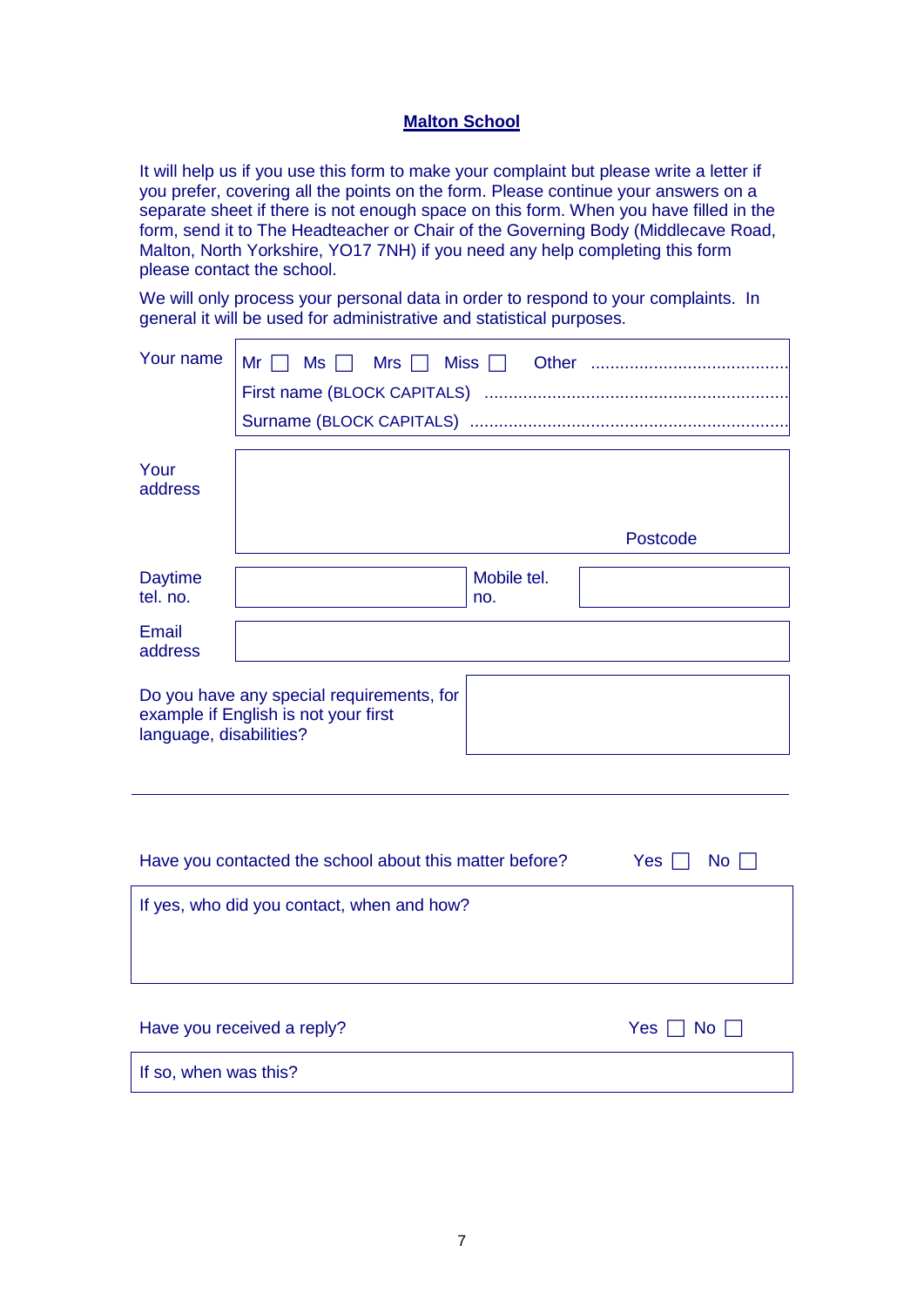## Malton School

It will help us if you use this form to make your complaint but please write a letter if you prefer, covering all the points on the form. Please continue your answers on a separate sheet if there is not enough space on this form. When you have filled in the form, send it to The Headteacher or Chair of the Governing Body (Middlecave Road, Malton, North Yorkshire, YO17 7NH) if you need any help completing this form please contact the school.

We will only process your personal data in order to respond to your complaints. In general it will be used for administrative and statistical purposes.

| | | | |
|---|---|---|---|
| Your name | Mr ☐ Ms ☐ Mrs ☐ Miss ☐ Other ........................................<br>First name (BLOCK CAPITALS) ..............................................................<br>Surname (BLOCK CAPITALS) ................................................................ | | |
| Your address | Postcode | | |
| Daytime tel. no. | | Mobile tel. no. | |
| Email address | | | |

| | |
|---|---|
| Do you have any special requirements, for example if English is not your first language, disabilities? | |

---

Have you contacted the school about this matter before? Yes ☐ No ☐

| |
|---|
| If yes, who did you contact, when and how? |

Have you received a reply? Yes ☐ No ☐

| |
|---|
| If so, when was this? |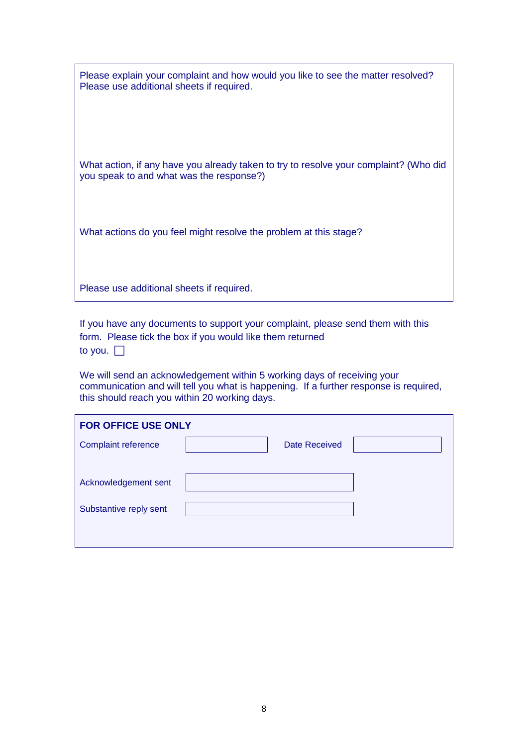Please explain your complaint and how would you like to see the matter resolved? Please use additional sheets if required.

What action, if any have you already taken to try to resolve your complaint? (Who did you speak to and what was the response?)

What actions do you feel might resolve the problem at this stage?

Please use additional sheets if required.

If you have any documents to support your complaint, please send them with this form. Please tick the box if you would like them returned to you. ☐

We will send an acknowledgement within 5 working days of receiving your communication and will tell you what is happening. If a further response is required, this should reach you within 20 working days.

**FOR OFFICE USE ONLY**

| | | | |
|---|---|---|---|
| Complaint reference | | Date Received | |
| Acknowledgement sent | | | |
| Substantive reply sent | | | |